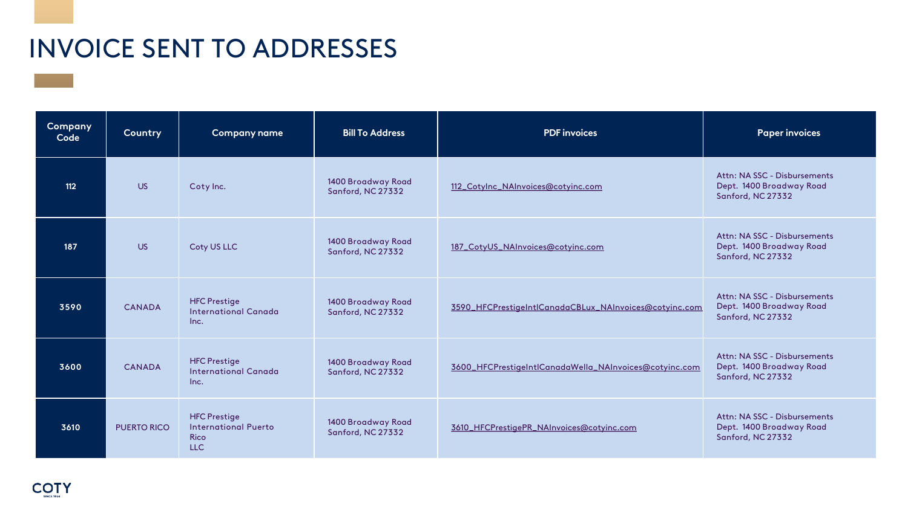# INVOICE SENT TO ADDRESSES

| Company Code | Country | Company name | Bill To Address | PDF invoices | Paper invoices |
|---|---|---|---|---|---|
| 112 | US | Coty Inc. | 1400 Broadway Road Sanford, NC 27332 | 112_CotyInc_NAInvoices@cotyinc.com | Attn: NA SSC - Disbursements Dept. 1400 Broadway Road Sanford, NC 27332 |
| 187 | US | Coty US LLC | 1400 Broadway Road Sanford, NC 27332 | 187_CotyUS_NAInvoices@cotyinc.com | Attn: NA SSC - Disbursements Dept. 1400 Broadway Road Sanford, NC 27332 |
| 3590 | CANADA | HFC Prestige International Canada Inc. | 1400 Broadway Road Sanford, NC 27332 | 3590_HFCPrestigeIntlCanadaCBLux_NAInvoices@cotyinc.com | Attn: NA SSC - Disbursements Dept. 1400 Broadway Road Sanford, NC 27332 |
| 3600 | CANADA | HFC Prestige International Canada Inc. | 1400 Broadway Road Sanford, NC 27332 | 3600_HFCPrestigeIntlCanadaWella_NAInvoices@cotyinc.com | Attn: NA SSC - Disbursements Dept. 1400 Broadway Road Sanford, NC 27332 |
| 3610 | PUERTO RICO | HFC Prestige International Puerto Rico LLC | 1400 Broadway Road Sanford, NC 27332 | 3610_HFCPrestigePR_NAInvoices@cotyinc.com | Attn: NA SSC - Disbursements Dept. 1400 Broadway Road Sanford, NC 27332 |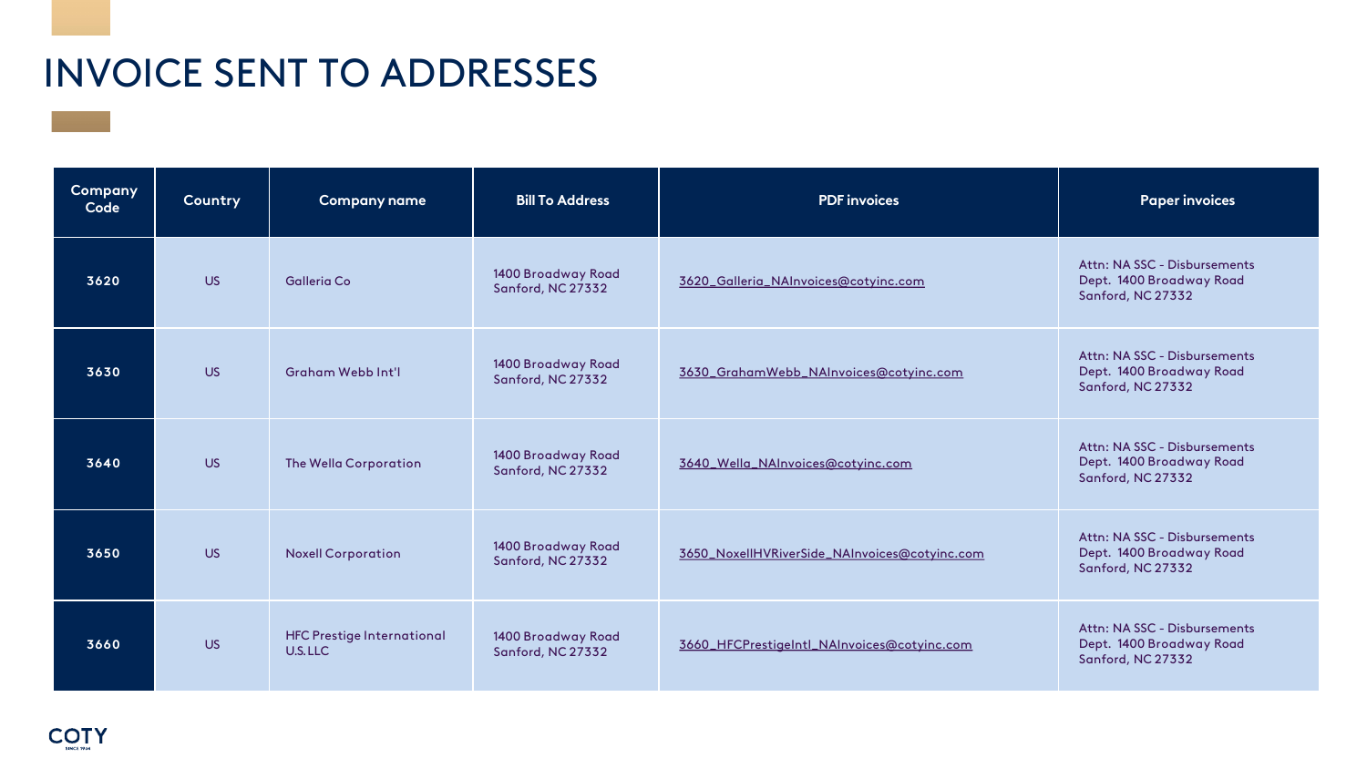# INVOICE SENT TO ADDRESSES

| Company Code | Country | Company name | Bill To Address | PDF invoices | Paper invoices |
|---|---|---|---|---|---|
| 3620 | US | Galleria Co | 1400 Broadway Road Sanford, NC 27332 | 3620_Galleria_NAInvoices@cotyinc.com | Attn: NA SSC - Disbursements Dept. 1400 Broadway Road Sanford, NC 27332 |
| 3630 | US | Graham Webb Int'l | 1400 Broadway Road Sanford, NC 27332 | 3630_GrahamWebb_NAInvoices@cotyinc.com | Attn: NA SSC - Disbursements Dept. 1400 Broadway Road Sanford, NC 27332 |
| 3640 | US | The Wella Corporation | 1400 Broadway Road Sanford, NC 27332 | 3640_Wella_NAInvoices@cotyinc.com | Attn: NA SSC - Disbursements Dept. 1400 Broadway Road Sanford, NC 27332 |
| 3650 | US | Noxell Corporation | 1400 Broadway Road Sanford, NC 27332 | 3650_NoxellHVRiverSide_NAInvoices@cotyinc.com | Attn: NA SSC - Disbursements Dept. 1400 Broadway Road Sanford, NC 27332 |
| 3660 | US | HFC Prestige International U.S.LLC | 1400 Broadway Road Sanford, NC 27332 | 3660_HFCPrestigeIntl_NAInvoices@cotyinc.com | Attn: NA SSC - Disbursements Dept. 1400 Broadway Road Sanford, NC 27332 |

COTY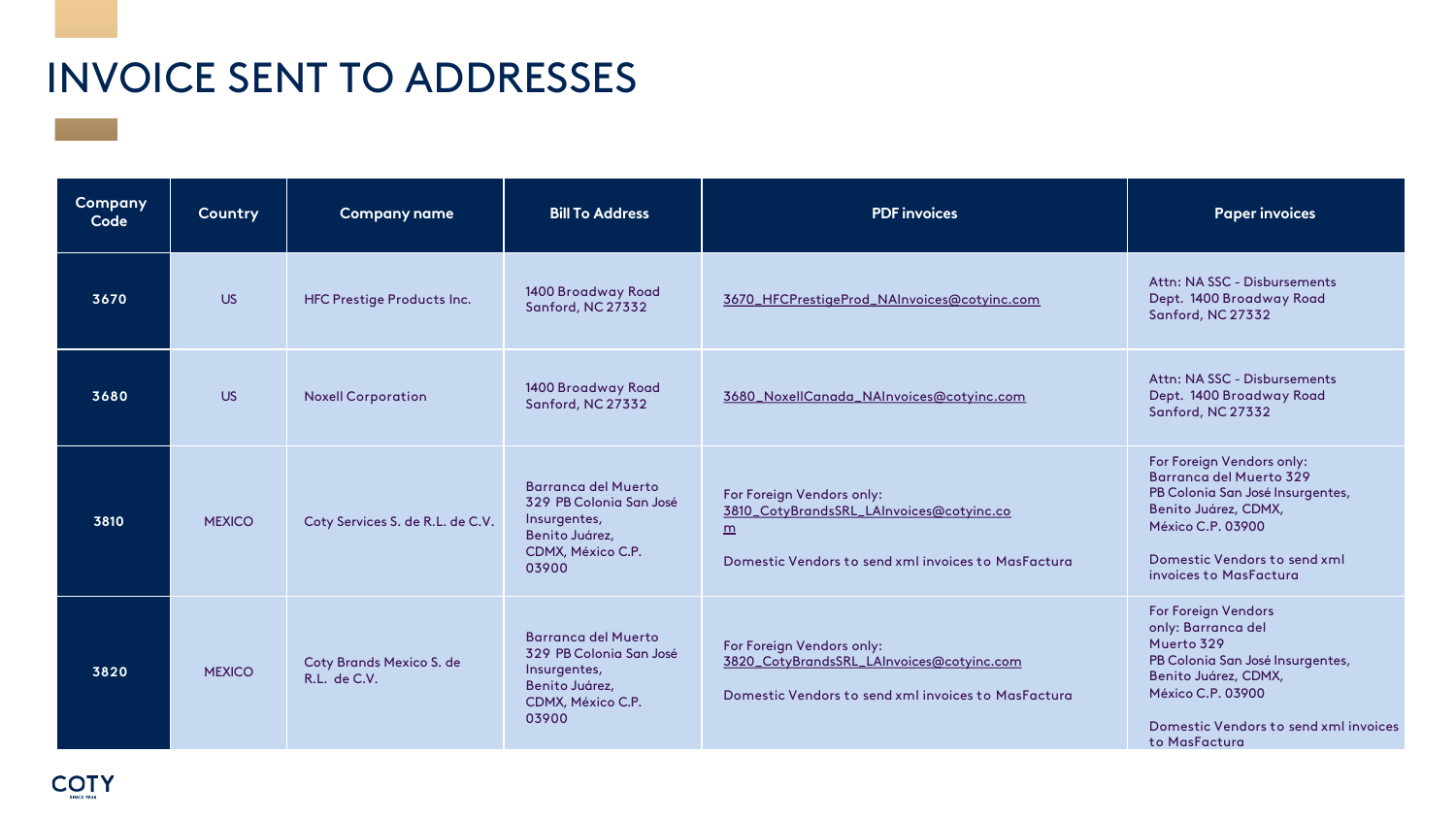# INVOICE SENT TO ADDRESSES

| Company Code | Country | Company name | Bill To Address | PDF invoices | Paper invoices |
|---|---|---|---|---|---|
| 3670 | US | HFC Prestige Products Inc. | 1400 Broadway Road Sanford, NC 27332 | 3670_HFCPrestigeProd_NAInvoices@cotyinc.com | Attn: NA SSC - Disbursements Dept. 1400 Broadway Road Sanford, NC 27332 |
| 3680 | US | Noxell Corporation | 1400 Broadway Road Sanford, NC 27332 | 3680_NoxellCanada_NAInvoices@cotyinc.com | Attn: NA SSC - Disbursements Dept. 1400 Broadway Road Sanford, NC 27332 |
| 3810 | MEXICO | Coty Services S. de R.L. de C.V. | Barranca del Muerto 329 PB Colonia San José Insurgentes, Benito Juárez, CDMX, México C.P. 03900 | For Foreign Vendors only: 3810_CotyBrandsSRL_LAInvoices@cotyinc.com<br><br>Domestic Vendors to send xml invoices to MasFactura | For Foreign Vendors only: Barranca del Muerto 329 PB Colonia San José Insurgentes, Benito Juárez, CDMX, México C.P. 03900<br><br>Domestic Vendors to send xml invoices to MasFactura |
| 3820 | MEXICO | Coty Brands Mexico S. de R.L. de C.V. | Barranca del Muerto 329 PB Colonia San José Insurgentes, Benito Juárez, CDMX, México C.P. 03900 | For Foreign Vendors only: 3820_CotyBrandsSRL_LAInvoices@cotyinc.com<br><br>Domestic Vendors to send xml invoices to MasFactura | For Foreign Vendors only: Barranca del Muerto 329 PB Colonia San José Insurgentes, Benito Juárez, CDMX, México C.P. 03900<br><br>Domestic Vendors to send xml invoices to MasFactura |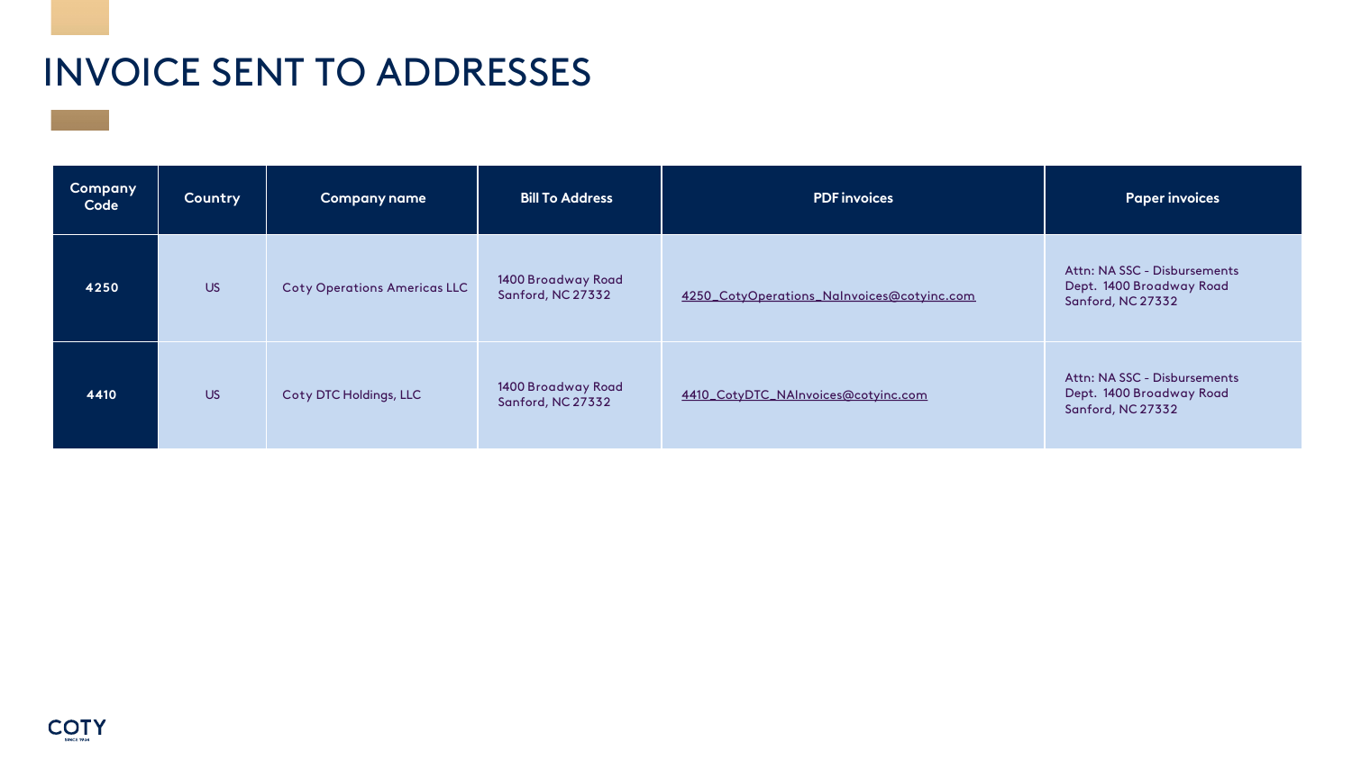# INVOICE SENT TO ADDRESSES

| Company Code | Country | Company name | Bill To Address | PDF invoices | Paper invoices |
|---|---|---|---|---|---|
| **4250** | US | Coty Operations Americas LLC | 1400 Broadway Road Sanford, NC 27332 | 4250_CotyOperations_NaInvoices@cotyinc.com | Attn: NA SSC - Disbursements Dept. 1400 Broadway Road Sanford, NC 27332 |
| **4410** | US | Coty DTC Holdings, LLC | 1400 Broadway Road Sanford, NC 27332 | 4410_CotyDTC_NAInvoices@cotyinc.com | Attn: NA SSC - Disbursements Dept. 1400 Broadway Road Sanford, NC 27332 |